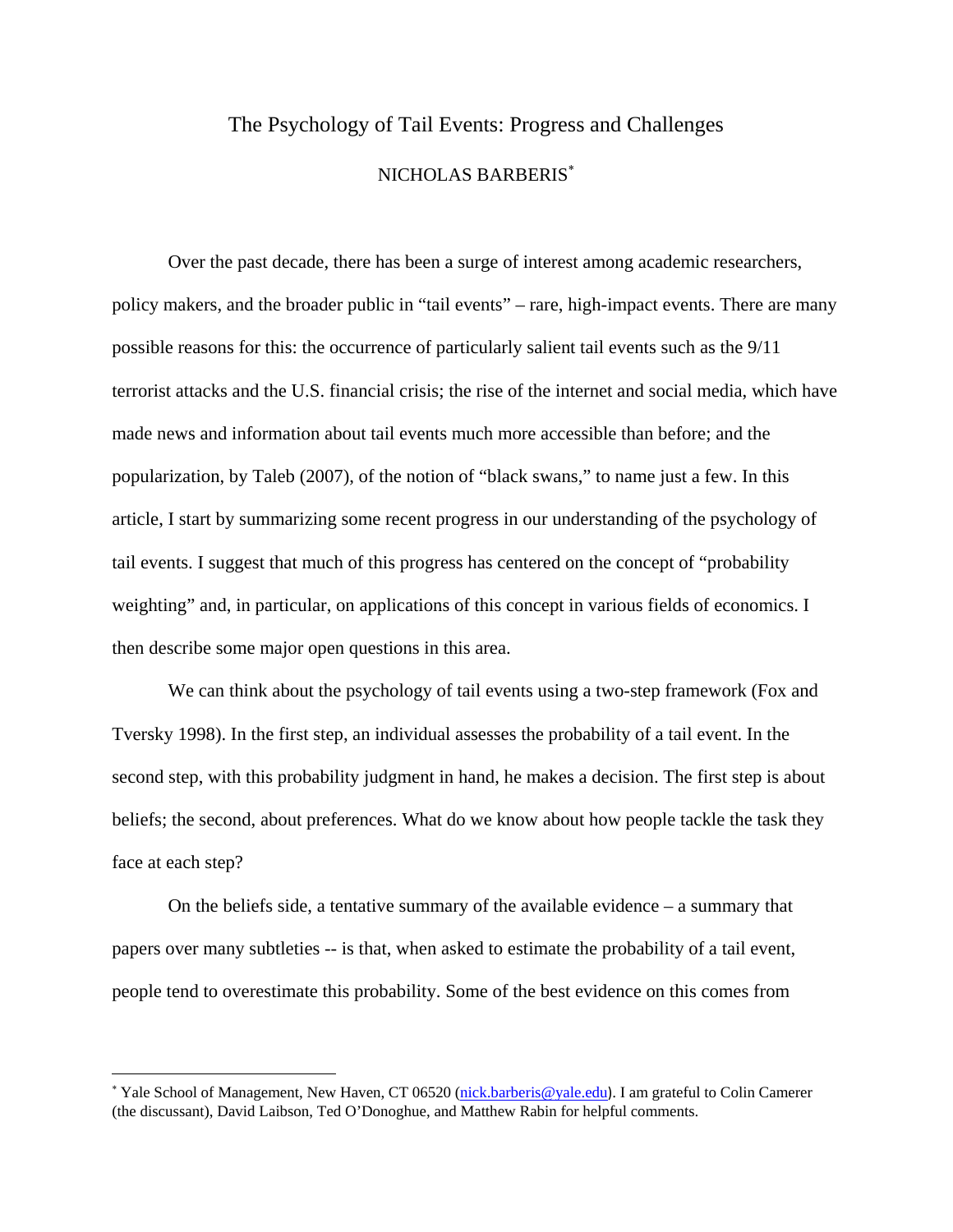# The Psychology of Tail Events: Progress and Challenges

NICHOLAS BARBERIS*

Over the past decade, there has been a surge of interest among academic researchers, policy makers, and the broader public in "tail events" – rare, high-impact events. There are many possible reasons for this: the occurrence of particularly salient tail events such as the 9/11 terrorist attacks and the U.S. financial crisis; the rise of the internet and social media, which have made news and information about tail events much more accessible than before; and the popularization, by Taleb (2007), of the notion of "black swans," to name just a few. In this article, I start by summarizing some recent progress in our understanding of the psychology of tail events. I suggest that much of this progress has centered on the concept of "probability weighting" and, in particular, on applications of this concept in various fields of economics. I then describe some major open questions in this area.

We can think about the psychology of tail events using a two-step framework (Fox and Tversky 1998). In the first step, an individual assesses the probability of a tail event. In the second step, with this probability judgment in hand, he makes a decision. The first step is about beliefs; the second, about preferences. What do we know about how people tackle the task they face at each step?

On the beliefs side, a tentative summary of the available evidence – a summary that papers over many subtleties -- is that, when asked to estimate the probability of a tail event, people tend to overestimate this probability. Some of the best evidence on this comes from

---

* Yale School of Management, New Haven, CT 06520 (nick.barberis@yale.edu). I am grateful to Colin Camerer (the discussant), David Laibson, Ted O'Donoghue, and Matthew Rabin for helpful comments.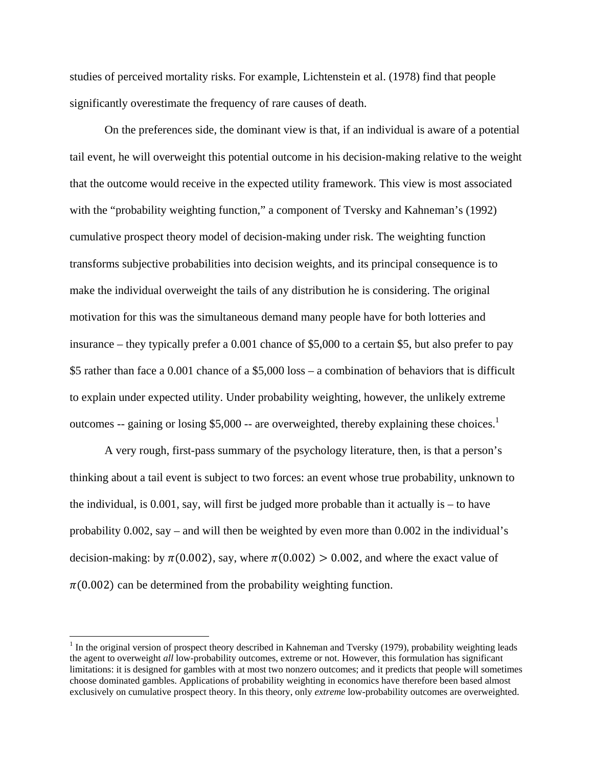studies of perceived mortality risks. For example, Lichtenstein et al. (1978) find that people significantly overestimate the frequency of rare causes of death.

On the preferences side, the dominant view is that, if an individual is aware of a potential tail event, he will overweight this potential outcome in his decision-making relative to the weight that the outcome would receive in the expected utility framework. This view is most associated with the "probability weighting function," a component of Tversky and Kahneman's (1992) cumulative prospect theory model of decision-making under risk. The weighting function transforms subjective probabilities into decision weights, and its principal consequence is to make the individual overweight the tails of any distribution he is considering. The original motivation for this was the simultaneous demand many people have for both lotteries and insurance – they typically prefer a 0.001 chance of $5,000 to a certain $5, but also prefer to pay $5 rather than face a 0.001 chance of a $5,000 loss – a combination of behaviors that is difficult to explain under expected utility. Under probability weighting, however, the unlikely extreme outcomes -- gaining or losing $5,000 -- are overweighted, thereby explaining these choices.[1]

A very rough, first-pass summary of the psychology literature, then, is that a person's thinking about a tail event is subject to two forces: an event whose true probability, unknown to the individual, is 0.001, say, will first be judged more probable than it actually is – to have probability 0.002, say – and will then be weighted by even more than 0.002 in the individual's decision-making: by $\pi(0.002)$, say, where $\pi(0.002) > 0.002$, and where the exact value of $\pi(0.002)$ can be determined from the probability weighting function.

---

[1] In the original version of prospect theory described in Kahneman and Tversky (1979), probability weighting leads the agent to overweight *all* low-probability outcomes, extreme or not. However, this formulation has significant limitations: it is designed for gambles with at most two nonzero outcomes; and it predicts that people will sometimes choose dominated gambles. Applications of probability weighting in economics have therefore been based almost exclusively on cumulative prospect theory. In this theory, only *extreme* low-probability outcomes are overweighted.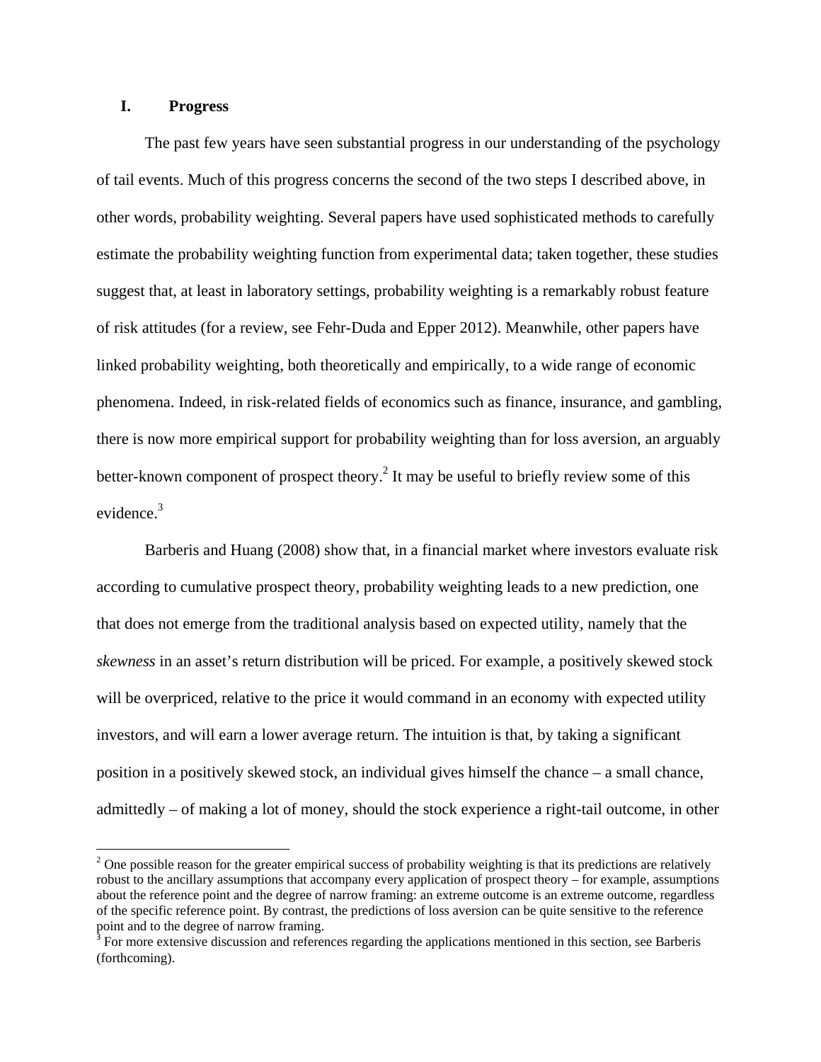## I. Progress

The past few years have seen substantial progress in our understanding of the psychology of tail events. Much of this progress concerns the second of the two steps I described above, in other words, probability weighting. Several papers have used sophisticated methods to carefully estimate the probability weighting function from experimental data; taken together, these studies suggest that, at least in laboratory settings, probability weighting is a remarkably robust feature of risk attitudes (for a review, see Fehr-Duda and Epper 2012). Meanwhile, other papers have linked probability weighting, both theoretically and empirically, to a wide range of economic phenomena. Indeed, in risk-related fields of economics such as finance, insurance, and gambling, there is now more empirical support for probability weighting than for loss aversion, an arguably better-known component of prospect theory.[2] It may be useful to briefly review some of this evidence.[3]

Barberis and Huang (2008) show that, in a financial market where investors evaluate risk according to cumulative prospect theory, probability weighting leads to a new prediction, one that does not emerge from the traditional analysis based on expected utility, namely that the *skewness* in an asset's return distribution will be priced. For example, a positively skewed stock will be overpriced, relative to the price it would command in an economy with expected utility investors, and will earn a lower average return. The intuition is that, by taking a significant position in a positively skewed stock, an individual gives himself the chance – a small chance, admittedly – of making a lot of money, should the stock experience a right-tail outcome, in other

---

[2] One possible reason for the greater empirical success of probability weighting is that its predictions are relatively robust to the ancillary assumptions that accompany every application of prospect theory – for example, assumptions about the reference point and the degree of narrow framing: an extreme outcome is an extreme outcome, regardless of the specific reference point. By contrast, the predictions of loss aversion can be quite sensitive to the reference point and to the degree of narrow framing.

[3] For more extensive discussion and references regarding the applications mentioned in this section, see Barberis (forthcoming).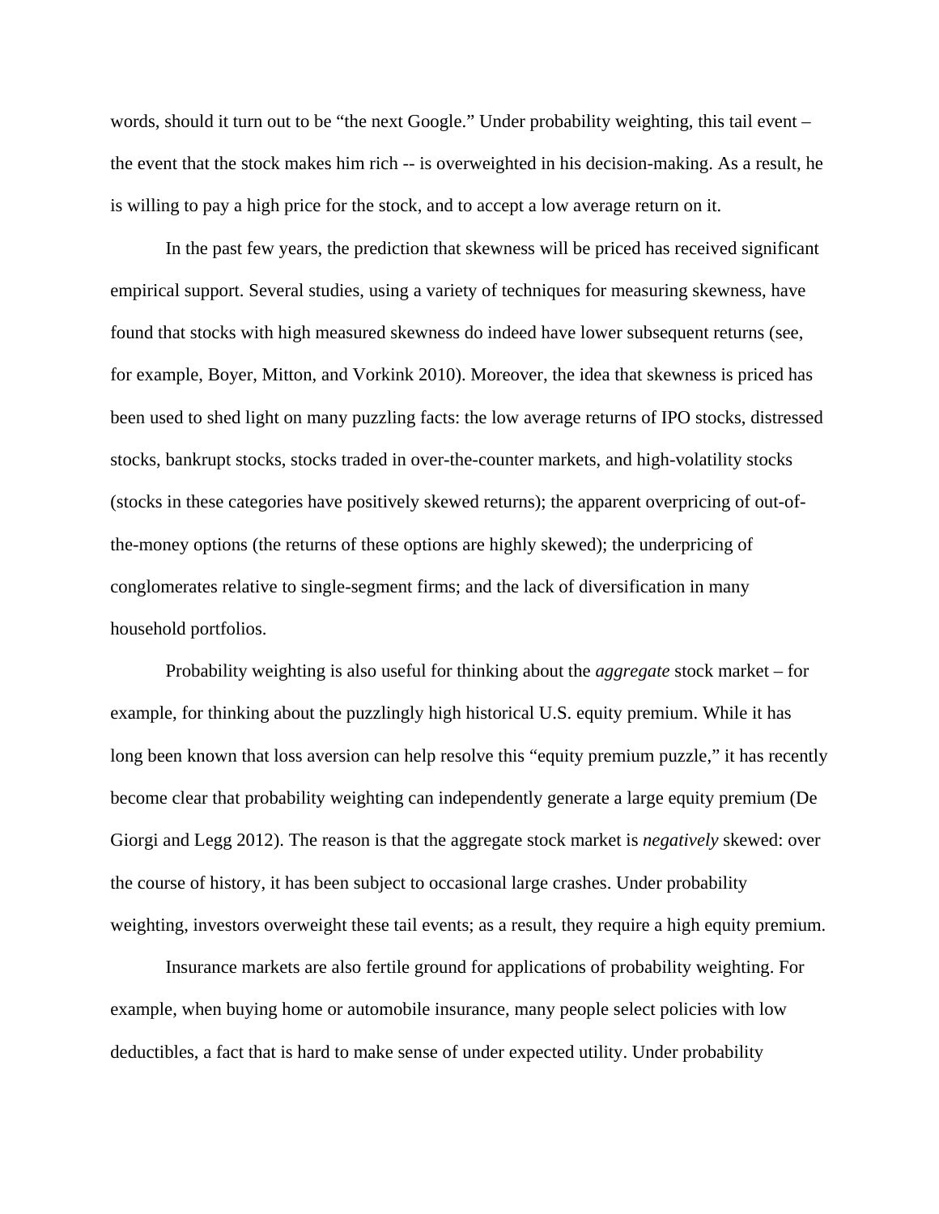words, should it turn out to be "the next Google." Under probability weighting, this tail event – the event that the stock makes him rich -- is overweighted in his decision-making. As a result, he is willing to pay a high price for the stock, and to accept a low average return on it.

In the past few years, the prediction that skewness will be priced has received significant empirical support. Several studies, using a variety of techniques for measuring skewness, have found that stocks with high measured skewness do indeed have lower subsequent returns (see, for example, Boyer, Mitton, and Vorkink 2010). Moreover, the idea that skewness is priced has been used to shed light on many puzzling facts: the low average returns of IPO stocks, distressed stocks, bankrupt stocks, stocks traded in over-the-counter markets, and high-volatility stocks (stocks in these categories have positively skewed returns); the apparent overpricing of out-of-the-money options (the returns of these options are highly skewed); the underpricing of conglomerates relative to single-segment firms; and the lack of diversification in many household portfolios.

Probability weighting is also useful for thinking about the *aggregate* stock market – for example, for thinking about the puzzlingly high historical U.S. equity premium. While it has long been known that loss aversion can help resolve this "equity premium puzzle," it has recently become clear that probability weighting can independently generate a large equity premium (De Giorgi and Legg 2012). The reason is that the aggregate stock market is *negatively* skewed: over the course of history, it has been subject to occasional large crashes. Under probability weighting, investors overweight these tail events; as a result, they require a high equity premium.

Insurance markets are also fertile ground for applications of probability weighting. For example, when buying home or automobile insurance, many people select policies with low deductibles, a fact that is hard to make sense of under expected utility. Under probability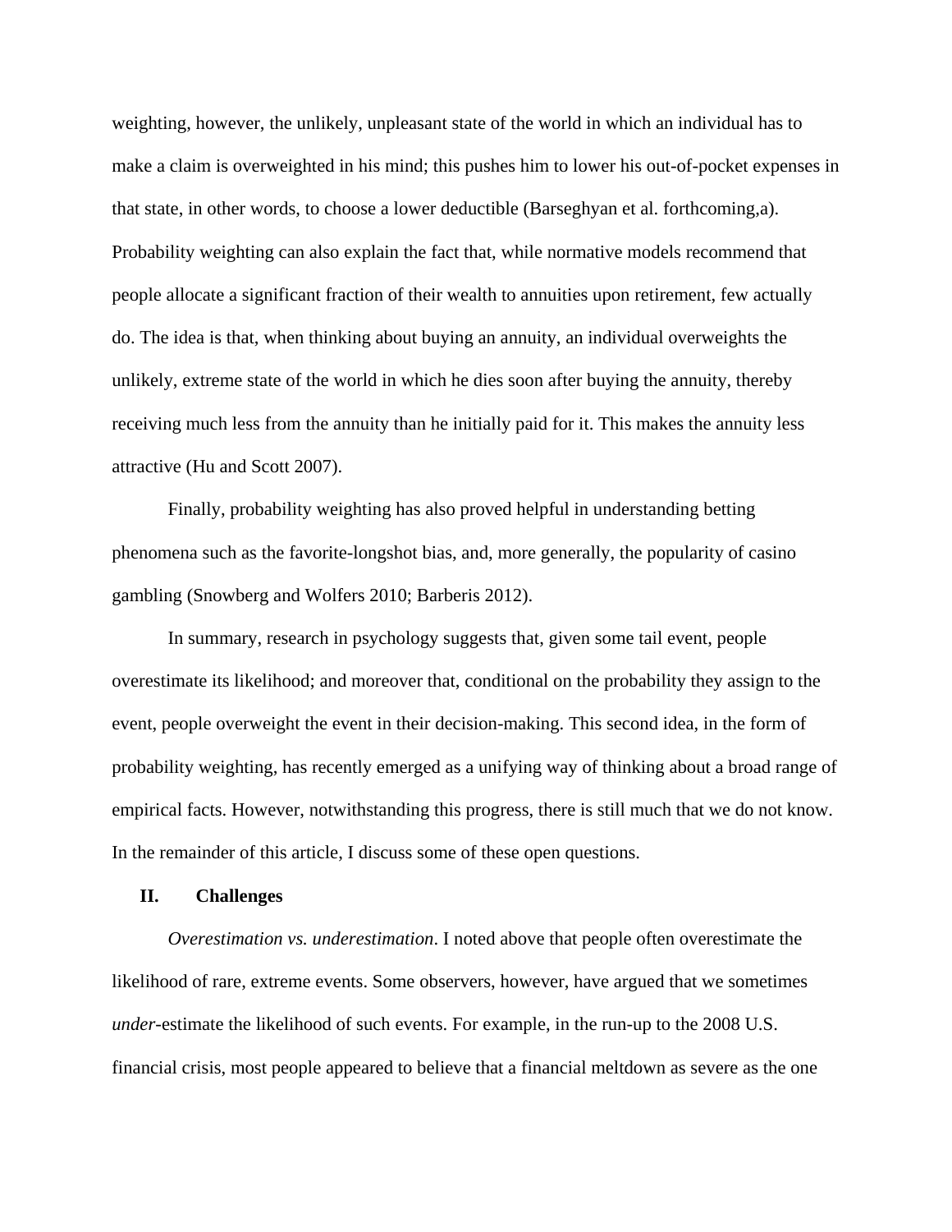weighting, however, the unlikely, unpleasant state of the world in which an individual has to make a claim is overweighted in his mind; this pushes him to lower his out-of-pocket expenses in that state, in other words, to choose a lower deductible (Barseghyan et al. forthcoming,a). Probability weighting can also explain the fact that, while normative models recommend that people allocate a significant fraction of their wealth to annuities upon retirement, few actually do. The idea is that, when thinking about buying an annuity, an individual overweights the unlikely, extreme state of the world in which he dies soon after buying the annuity, thereby receiving much less from the annuity than he initially paid for it. This makes the annuity less attractive (Hu and Scott 2007).

Finally, probability weighting has also proved helpful in understanding betting phenomena such as the favorite-longshot bias, and, more generally, the popularity of casino gambling (Snowberg and Wolfers 2010; Barberis 2012).

In summary, research in psychology suggests that, given some tail event, people overestimate its likelihood; and moreover that, conditional on the probability they assign to the event, people overweight the event in their decision-making. This second idea, in the form of probability weighting, has recently emerged as a unifying way of thinking about a broad range of empirical facts. However, notwithstanding this progress, there is still much that we do not know. In the remainder of this article, I discuss some of these open questions.

## II. Challenges

*Overestimation vs. underestimation*. I noted above that people often overestimate the likelihood of rare, extreme events. Some observers, however, have argued that we sometimes *under*-estimate the likelihood of such events. For example, in the run-up to the 2008 U.S. financial crisis, most people appeared to believe that a financial meltdown as severe as the one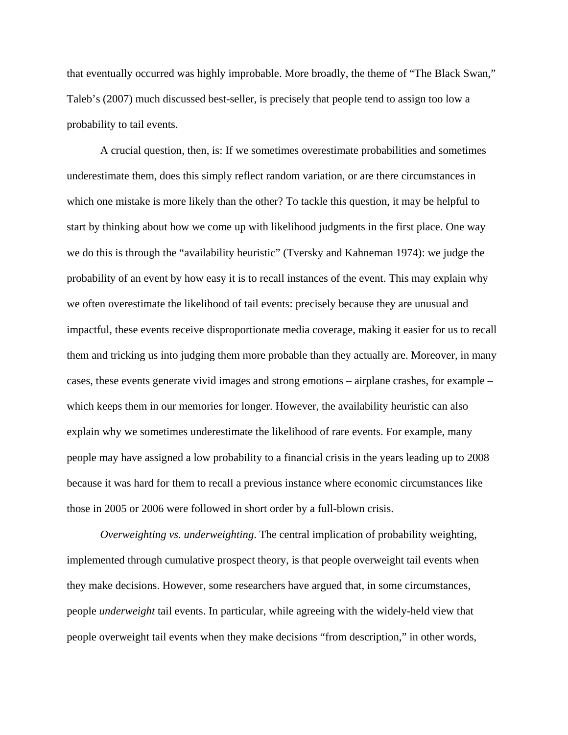that eventually occurred was highly improbable. More broadly, the theme of "The Black Swan," Taleb's (2007) much discussed best-seller, is precisely that people tend to assign too low a probability to tail events.

A crucial question, then, is: If we sometimes overestimate probabilities and sometimes underestimate them, does this simply reflect random variation, or are there circumstances in which one mistake is more likely than the other? To tackle this question, it may be helpful to start by thinking about how we come up with likelihood judgments in the first place. One way we do this is through the "availability heuristic" (Tversky and Kahneman 1974): we judge the probability of an event by how easy it is to recall instances of the event. This may explain why we often overestimate the likelihood of tail events: precisely because they are unusual and impactful, these events receive disproportionate media coverage, making it easier for us to recall them and tricking us into judging them more probable than they actually are. Moreover, in many cases, these events generate vivid images and strong emotions – airplane crashes, for example – which keeps them in our memories for longer. However, the availability heuristic can also explain why we sometimes underestimate the likelihood of rare events. For example, many people may have assigned a low probability to a financial crisis in the years leading up to 2008 because it was hard for them to recall a previous instance where economic circumstances like those in 2005 or 2006 were followed in short order by a full-blown crisis.

*Overweighting vs. underweighting*. The central implication of probability weighting, implemented through cumulative prospect theory, is that people overweight tail events when they make decisions. However, some researchers have argued that, in some circumstances, people *underweight* tail events. In particular, while agreeing with the widely-held view that people overweight tail events when they make decisions "from description," in other words,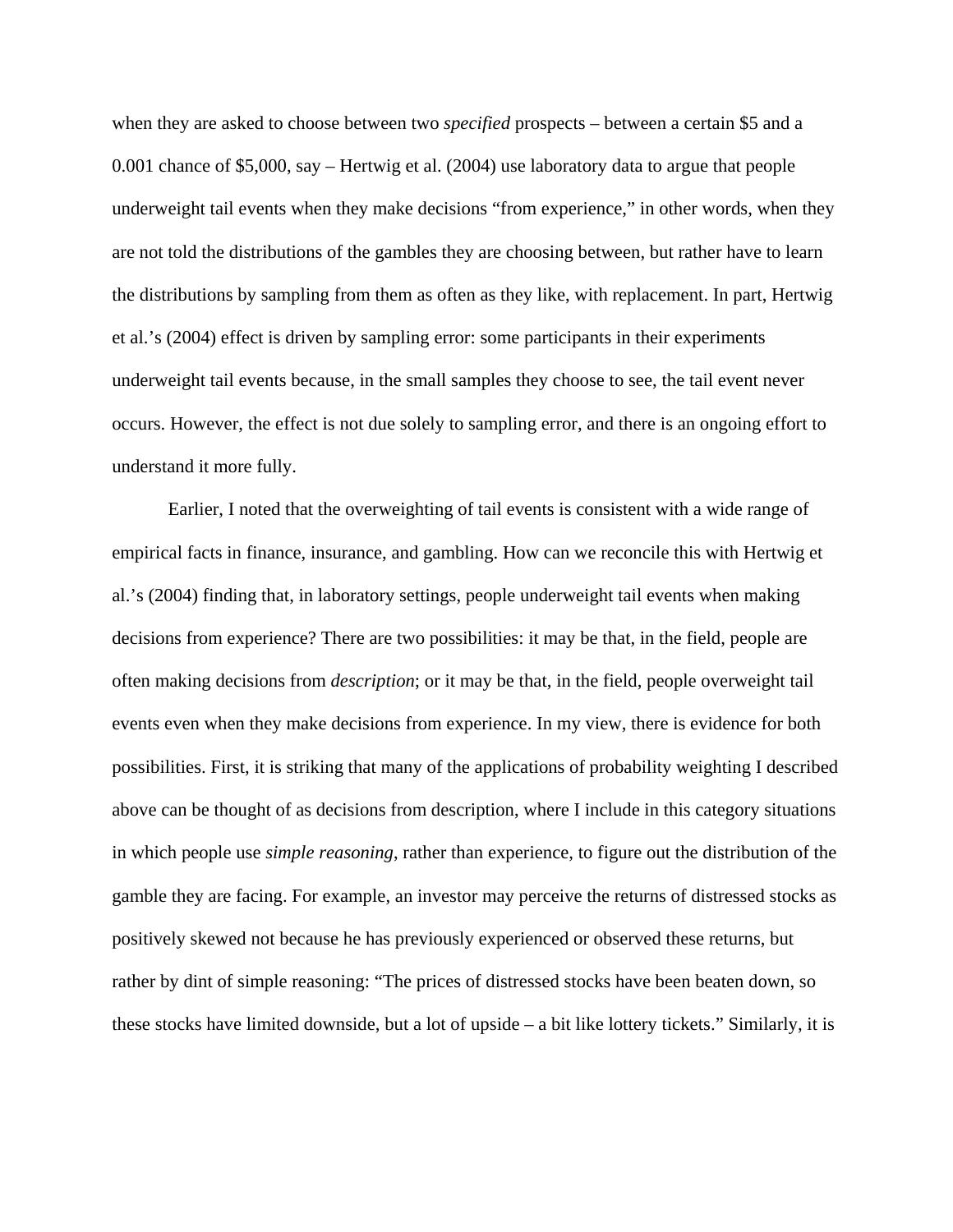when they are asked to choose between two *specified* prospects – between a certain $5 and a 0.001 chance of $5,000, say – Hertwig et al. (2004) use laboratory data to argue that people underweight tail events when they make decisions "from experience," in other words, when they are not told the distributions of the gambles they are choosing between, but rather have to learn the distributions by sampling from them as often as they like, with replacement. In part, Hertwig et al.'s (2004) effect is driven by sampling error: some participants in their experiments underweight tail events because, in the small samples they choose to see, the tail event never occurs. However, the effect is not due solely to sampling error, and there is an ongoing effort to understand it more fully.

Earlier, I noted that the overweighting of tail events is consistent with a wide range of empirical facts in finance, insurance, and gambling. How can we reconcile this with Hertwig et al.'s (2004) finding that, in laboratory settings, people underweight tail events when making decisions from experience? There are two possibilities: it may be that, in the field, people are often making decisions from *description*; or it may be that, in the field, people overweight tail events even when they make decisions from experience. In my view, there is evidence for both possibilities. First, it is striking that many of the applications of probability weighting I described above can be thought of as decisions from description, where I include in this category situations in which people use *simple reasoning*, rather than experience, to figure out the distribution of the gamble they are facing. For example, an investor may perceive the returns of distressed stocks as positively skewed not because he has previously experienced or observed these returns, but rather by dint of simple reasoning: "The prices of distressed stocks have been beaten down, so these stocks have limited downside, but a lot of upside – a bit like lottery tickets." Similarly, it is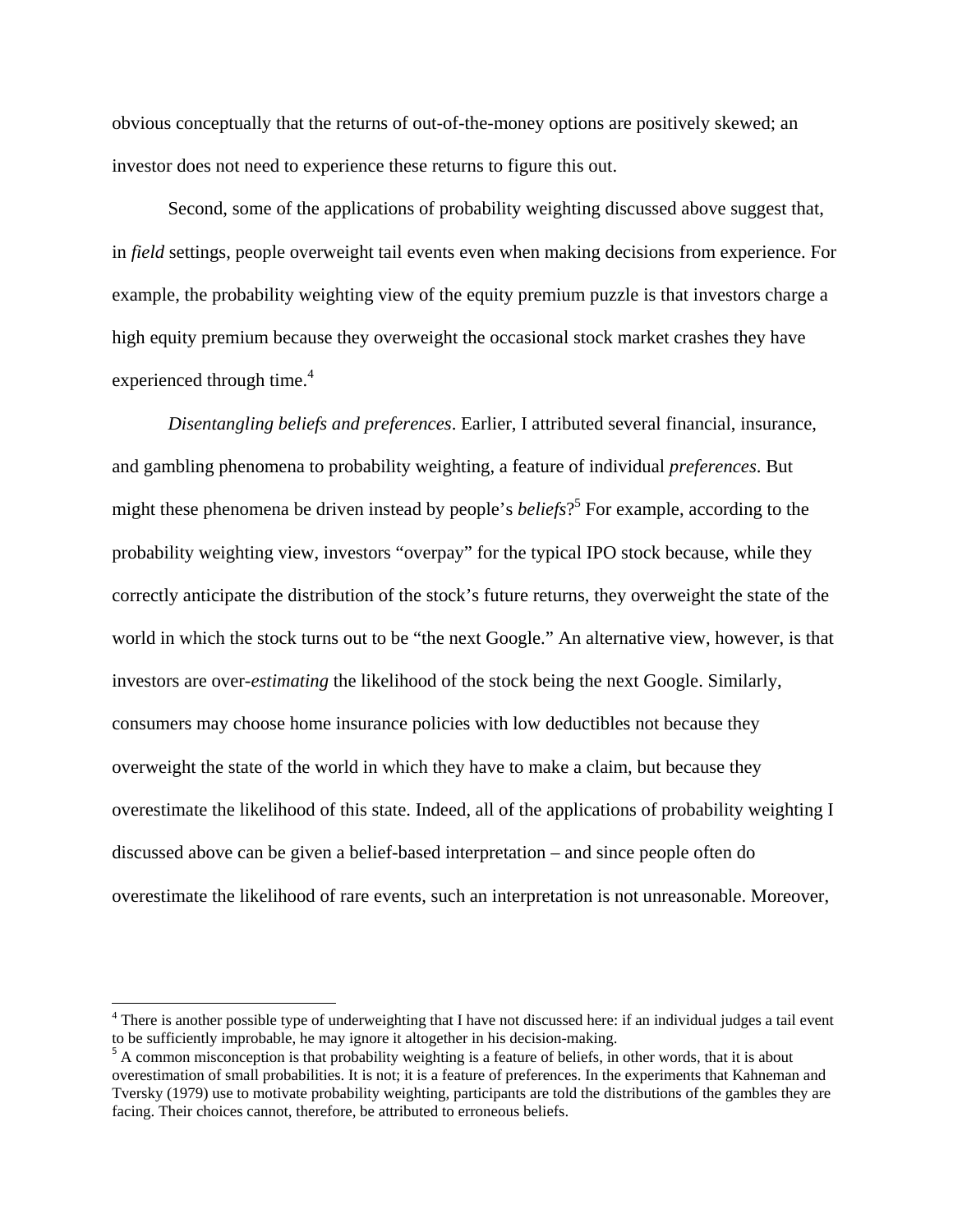obvious conceptually that the returns of out-of-the-money options are positively skewed; an investor does not need to experience these returns to figure this out.

Second, some of the applications of probability weighting discussed above suggest that, in *field* settings, people overweight tail events even when making decisions from experience. For example, the probability weighting view of the equity premium puzzle is that investors charge a high equity premium because they overweight the occasional stock market crashes they have experienced through time.[4]

*Disentangling beliefs and preferences*. Earlier, I attributed several financial, insurance, and gambling phenomena to probability weighting, a feature of individual *preferences*. But might these phenomena be driven instead by people's *beliefs*?[5] For example, according to the probability weighting view, investors "overpay" for the typical IPO stock because, while they correctly anticipate the distribution of the stock's future returns, they overweight the state of the world in which the stock turns out to be "the next Google." An alternative view, however, is that investors are over-*estimating* the likelihood of the stock being the next Google. Similarly, consumers may choose home insurance policies with low deductibles not because they overweight the state of the world in which they have to make a claim, but because they overestimate the likelihood of this state. Indeed, all of the applications of probability weighting I discussed above can be given a belief-based interpretation – and since people often do overestimate the likelihood of rare events, such an interpretation is not unreasonable. Moreover,

---

[4] There is another possible type of underweighting that I have not discussed here: if an individual judges a tail event to be sufficiently improbable, he may ignore it altogether in his decision-making.

[5] A common misconception is that probability weighting is a feature of beliefs, in other words, that it is about overestimation of small probabilities. It is not; it is a feature of preferences. In the experiments that Kahneman and Tversky (1979) use to motivate probability weighting, participants are told the distributions of the gambles they are facing. Their choices cannot, therefore, be attributed to erroneous beliefs.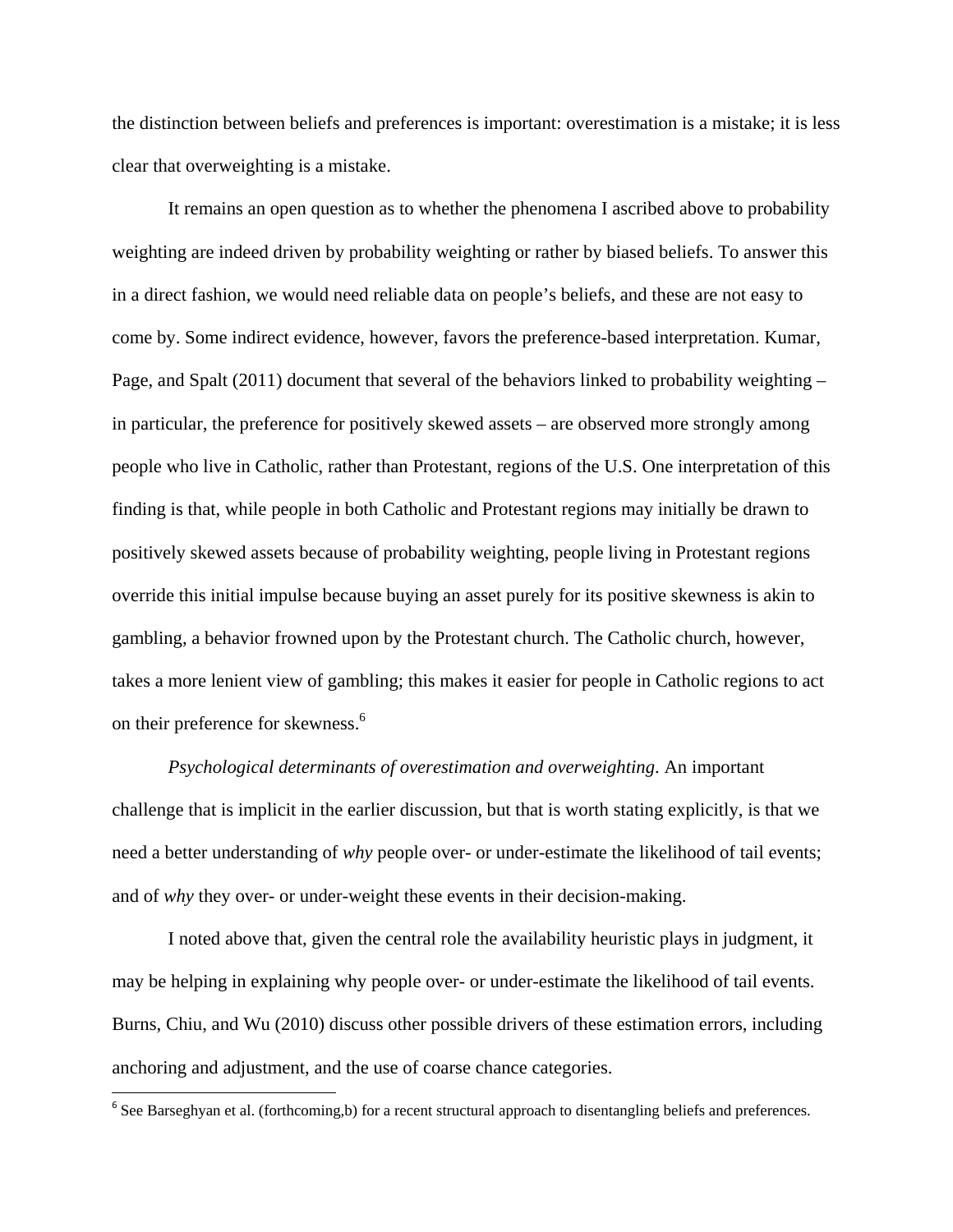the distinction between beliefs and preferences is important: overestimation is a mistake; it is less clear that overweighting is a mistake.

It remains an open question as to whether the phenomena I ascribed above to probability weighting are indeed driven by probability weighting or rather by biased beliefs. To answer this in a direct fashion, we would need reliable data on people's beliefs, and these are not easy to come by. Some indirect evidence, however, favors the preference-based interpretation. Kumar, Page, and Spalt (2011) document that several of the behaviors linked to probability weighting – in particular, the preference for positively skewed assets – are observed more strongly among people who live in Catholic, rather than Protestant, regions of the U.S. One interpretation of this finding is that, while people in both Catholic and Protestant regions may initially be drawn to positively skewed assets because of probability weighting, people living in Protestant regions override this initial impulse because buying an asset purely for its positive skewness is akin to gambling, a behavior frowned upon by the Protestant church. The Catholic church, however, takes a more lenient view of gambling; this makes it easier for people in Catholic regions to act on their preference for skewness.[6]

*Psychological determinants of overestimation and overweighting*. An important challenge that is implicit in the earlier discussion, but that is worth stating explicitly, is that we need a better understanding of *why* people over- or under-estimate the likelihood of tail events; and of *why* they over- or under-weight these events in their decision-making.

I noted above that, given the central role the availability heuristic plays in judgment, it may be helping in explaining why people over- or under-estimate the likelihood of tail events. Burns, Chiu, and Wu (2010) discuss other possible drivers of these estimation errors, including anchoring and adjustment, and the use of coarse chance categories.

[6] See Barseghyan et al. (forthcoming,b) for a recent structural approach to disentangling beliefs and preferences.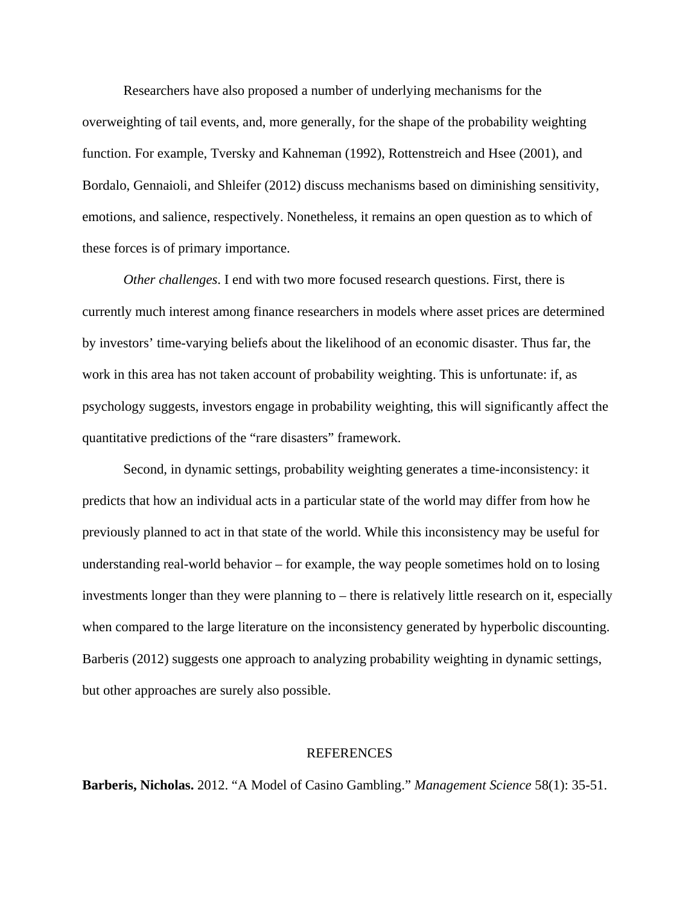Researchers have also proposed a number of underlying mechanisms for the overweighting of tail events, and, more generally, for the shape of the probability weighting function. For example, Tversky and Kahneman (1992), Rottenstreich and Hsee (2001), and Bordalo, Gennaioli, and Shleifer (2012) discuss mechanisms based on diminishing sensitivity, emotions, and salience, respectively. Nonetheless, it remains an open question as to which of these forces is of primary importance.

*Other challenges*. I end with two more focused research questions. First, there is currently much interest among finance researchers in models where asset prices are determined by investors' time-varying beliefs about the likelihood of an economic disaster. Thus far, the work in this area has not taken account of probability weighting. This is unfortunate: if, as psychology suggests, investors engage in probability weighting, this will significantly affect the quantitative predictions of the "rare disasters" framework.

Second, in dynamic settings, probability weighting generates a time-inconsistency: it predicts that how an individual acts in a particular state of the world may differ from how he previously planned to act in that state of the world. While this inconsistency may be useful for understanding real-world behavior – for example, the way people sometimes hold on to losing investments longer than they were planning to – there is relatively little research on it, especially when compared to the large literature on the inconsistency generated by hyperbolic discounting. Barberis (2012) suggests one approach to analyzing probability weighting in dynamic settings, but other approaches are surely also possible.

## REFERENCES

**Barberis, Nicholas.** 2012. "A Model of Casino Gambling." *Management Science* 58(1): 35-51.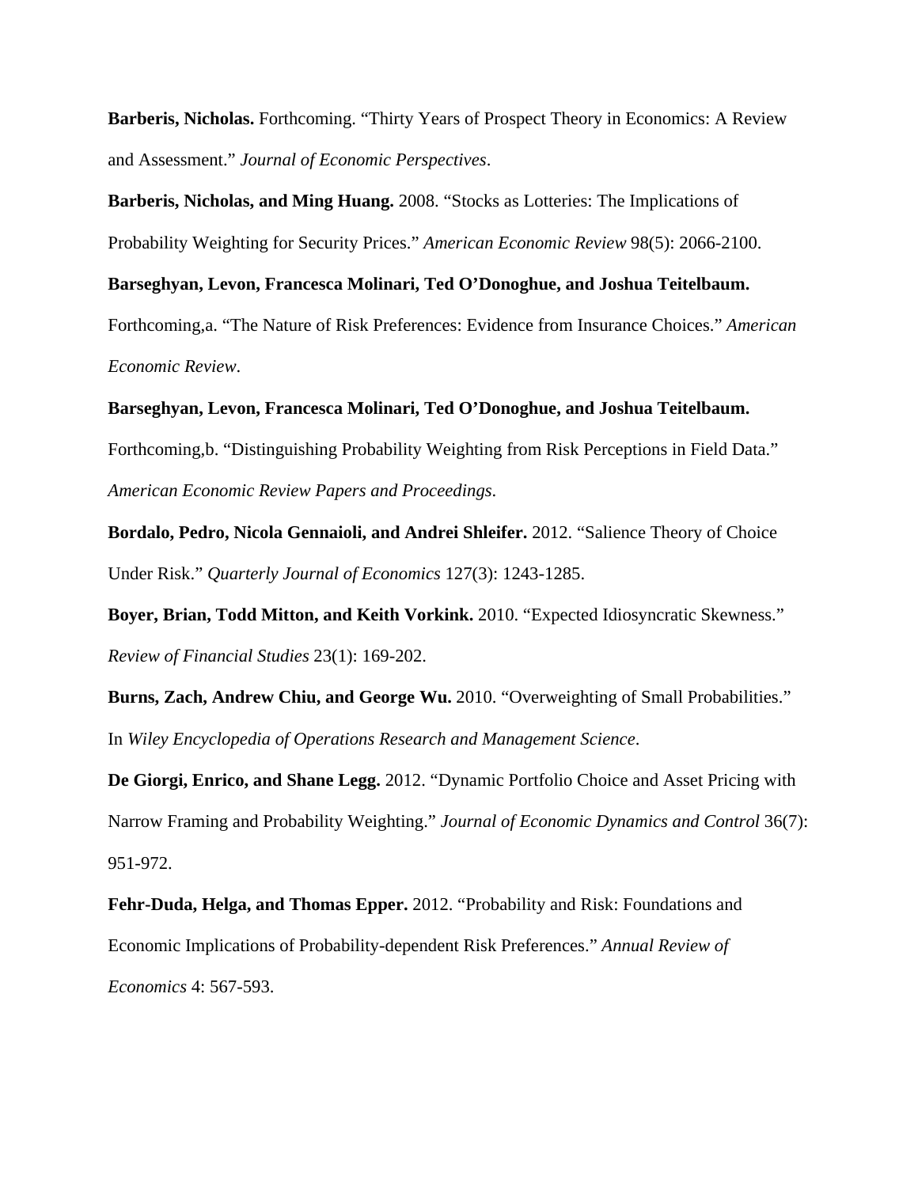**Barberis, Nicholas.** Forthcoming. “Thirty Years of Prospect Theory in Economics: A Review and Assessment.” *Journal of Economic Perspectives*.

**Barberis, Nicholas, and Ming Huang.** 2008. “Stocks as Lotteries: The Implications of Probability Weighting for Security Prices.” *American Economic Review* 98(5): 2066-2100.

**Barseghyan, Levon, Francesca Molinari, Ted O’Donoghue, and Joshua Teitelbaum.** Forthcoming,a. “The Nature of Risk Preferences: Evidence from Insurance Choices.” *American Economic Review*.

**Barseghyan, Levon, Francesca Molinari, Ted O’Donoghue, and Joshua Teitelbaum.** Forthcoming,b. “Distinguishing Probability Weighting from Risk Perceptions in Field Data.” *American Economic Review Papers and Proceedings*.

**Bordalo, Pedro, Nicola Gennaioli, and Andrei Shleifer.** 2012. “Salience Theory of Choice Under Risk.” *Quarterly Journal of Economics* 127(3): 1243-1285.

**Boyer, Brian, Todd Mitton, and Keith Vorkink.** 2010. “Expected Idiosyncratic Skewness.” *Review of Financial Studies* 23(1): 169-202.

**Burns, Zach, Andrew Chiu, and George Wu.** 2010. “Overweighting of Small Probabilities.” In *Wiley Encyclopedia of Operations Research and Management Science*.

**De Giorgi, Enrico, and Shane Legg.** 2012. “Dynamic Portfolio Choice and Asset Pricing with Narrow Framing and Probability Weighting.” *Journal of Economic Dynamics and Control* 36(7): 951-972.

**Fehr-Duda, Helga, and Thomas Epper.** 2012. “Probability and Risk: Foundations and Economic Implications of Probability-dependent Risk Preferences.” *Annual Review of Economics* 4: 567-593.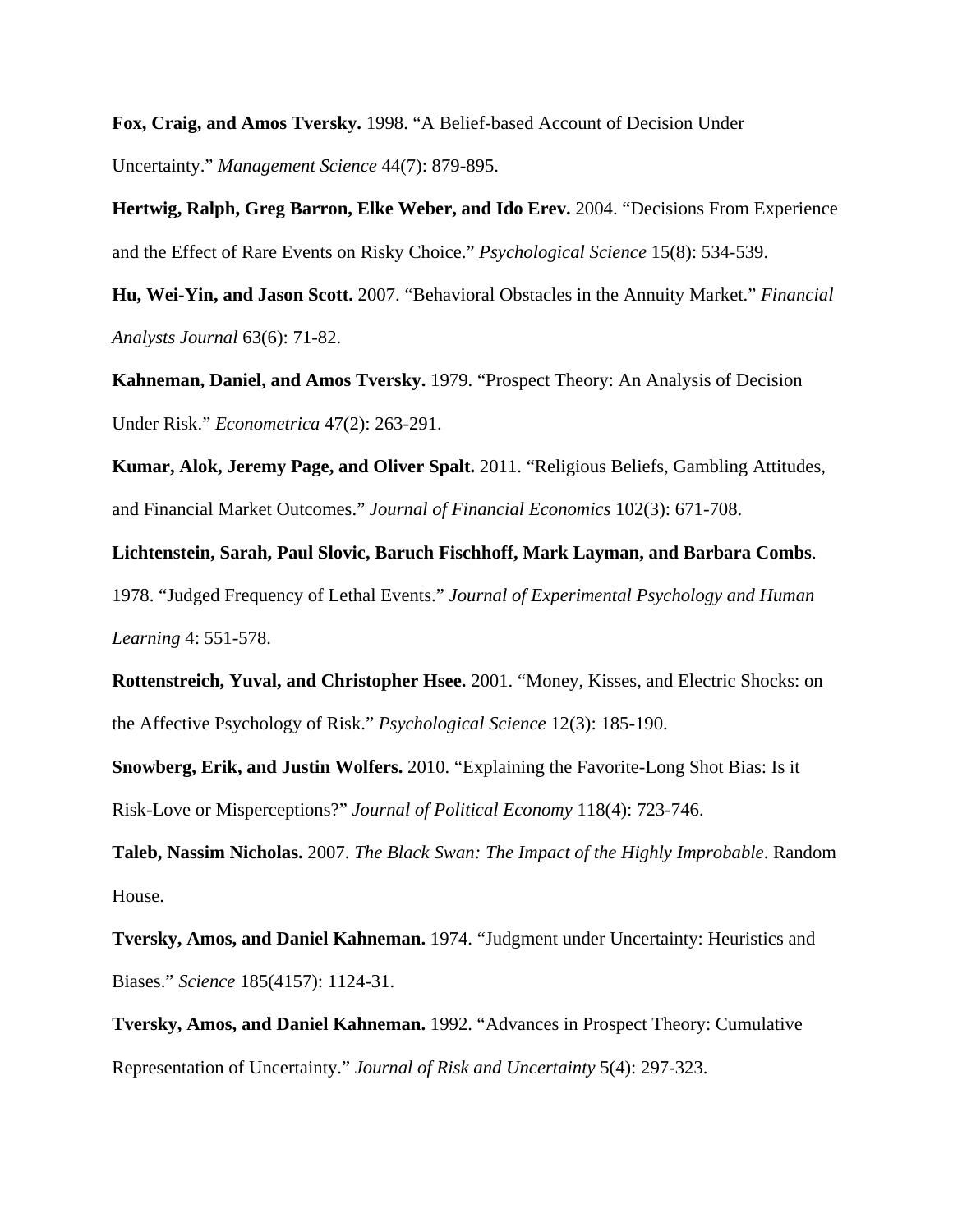**Fox, Craig, and Amos Tversky.** 1998. "A Belief-based Account of Decision Under Uncertainty." *Management Science* 44(7): 879-895.

**Hertwig, Ralph, Greg Barron, Elke Weber, and Ido Erev.** 2004. "Decisions From Experience and the Effect of Rare Events on Risky Choice." *Psychological Science* 15(8): 534-539.

**Hu, Wei-Yin, and Jason Scott.** 2007. "Behavioral Obstacles in the Annuity Market." *Financial Analysts Journal* 63(6): 71-82.

**Kahneman, Daniel, and Amos Tversky.** 1979. "Prospect Theory: An Analysis of Decision Under Risk." *Econometrica* 47(2): 263-291.

**Kumar, Alok, Jeremy Page, and Oliver Spalt.** 2011. "Religious Beliefs, Gambling Attitudes, and Financial Market Outcomes." *Journal of Financial Economics* 102(3): 671-708.

**Lichtenstein, Sarah, Paul Slovic, Baruch Fischhoff, Mark Layman, and Barbara Combs**. 1978. "Judged Frequency of Lethal Events." *Journal of Experimental Psychology and Human Learning* 4: 551-578.

**Rottenstreich, Yuval, and Christopher Hsee.** 2001. "Money, Kisses, and Electric Shocks: on the Affective Psychology of Risk." *Psychological Science* 12(3): 185-190.

**Snowberg, Erik, and Justin Wolfers.** 2010. "Explaining the Favorite-Long Shot Bias: Is it Risk-Love or Misperceptions?" *Journal of Political Economy* 118(4): 723-746.

**Taleb, Nassim Nicholas.** 2007. *The Black Swan: The Impact of the Highly Improbable*. Random House.

**Tversky, Amos, and Daniel Kahneman.** 1974. "Judgment under Uncertainty: Heuristics and Biases." *Science* 185(4157): 1124-31.

**Tversky, Amos, and Daniel Kahneman.** 1992. "Advances in Prospect Theory: Cumulative Representation of Uncertainty." *Journal of Risk and Uncertainty* 5(4): 297-323.